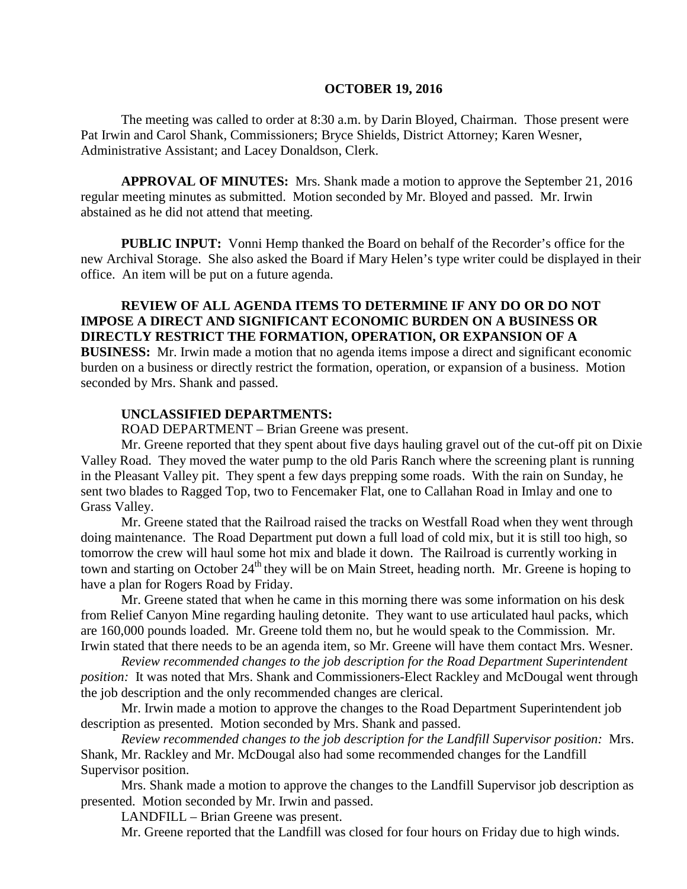**OCTOBER 19, 2016**

The meeting was called to order at 8:30 a.m. by Darin Bloyed, Chairman. Those present were Pat Irwin and Carol Shank, Commissioners; Bryce Shields, District Attorney; Karen Wesner, Administrative Assistant; and Lacey Donaldson, Clerk.

**APPROVAL OF MINUTES:** Mrs. Shank made a motion to approve the September 21, 2016 regular meeting minutes as submitted. Motion seconded by Mr. Bloyed and passed. Mr. Irwin abstained as he did not attend that meeting.

**PUBLIC INPUT:** Vonni Hemp thanked the Board on behalf of the Recorder's office for the new Archival Storage. She also asked the Board if Mary Helen's type writer could be displayed in their office. An item will be put on a future agenda.

**REVIEW OF ALL AGENDA ITEMS TO DETERMINE IF ANY DO OR DO NOT IMPOSE A DIRECT AND SIGNIFICANT ECONOMIC BURDEN ON A BUSINESS OR DIRECTLY RESTRICT THE FORMATION, OPERATION, OR EXPANSION OF A BUSINESS:** Mr. Irwin made a motion that no agenda items impose a direct and significant economic burden on a business or directly restrict the formation, operation, or expansion of a business. Motion seconded by Mrs. Shank and passed.

**UNCLASSIFIED DEPARTMENTS:**

ROAD DEPARTMENT – Brian Greene was present.

Mr. Greene reported that they spent about five days hauling gravel out of the cut-off pit on Dixie Valley Road. They moved the water pump to the old Paris Ranch where the screening plant is running in the Pleasant Valley pit. They spent a few days prepping some roads. With the rain on Sunday, he sent two blades to Ragged Top, two to Fencemaker Flat, one to Callahan Road in Imlay and one to Grass Valley.

Mr. Greene stated that the Railroad raised the tracks on Westfall Road when they went through doing maintenance. The Road Department put down a full load of cold mix, but it is still too high, so tomorrow the crew will haul some hot mix and blade it down. The Railroad is currently working in town and starting on October 24th they will be on Main Street, heading north. Mr. Greene is hoping to have a plan for Rogers Road by Friday.

Mr. Greene stated that when he came in this morning there was some information on his desk from Relief Canyon Mine regarding hauling detonite. They want to use articulated haul packs, which are 160,000 pounds loaded. Mr. Greene told them no, but he would speak to the Commission. Mr. Irwin stated that there needs to be an agenda item, so Mr. Greene will have them contact Mrs. Wesner.

*Review recommended changes to the job description for the Road Department Superintendent position:* It was noted that Mrs. Shank and Commissioners-Elect Rackley and McDougal went through the job description and the only recommended changes are clerical.

Mr. Irwin made a motion to approve the changes to the Road Department Superintendent job description as presented. Motion seconded by Mrs. Shank and passed.

*Review recommended changes to the job description for the Landfill Supervisor position:* Mrs. Shank, Mr. Rackley and Mr. McDougal also had some recommended changes for the Landfill Supervisor position.

Mrs. Shank made a motion to approve the changes to the Landfill Supervisor job description as presented. Motion seconded by Mr. Irwin and passed.

LANDFILL – Brian Greene was present.

Mr. Greene reported that the Landfill was closed for four hours on Friday due to high winds.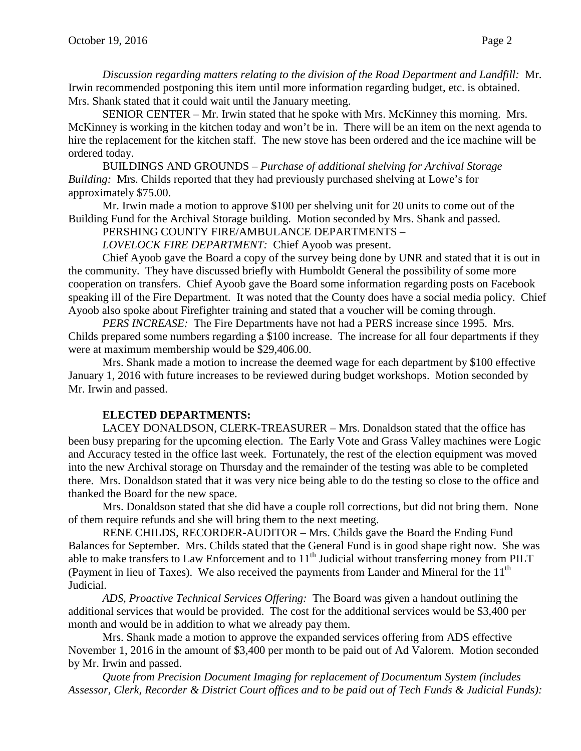*Discussion regarding matters relating to the division of the Road Department and Landfill:* Mr. Irwin recommended postponing this item until more information regarding budget, etc. is obtained. Mrs. Shank stated that it could wait until the January meeting.

SENIOR CENTER – Mr. Irwin stated that he spoke with Mrs. McKinney this morning. Mrs. McKinney is working in the kitchen today and won't be in. There will be an item on the next agenda to hire the replacement for the kitchen staff. The new stove has been ordered and the ice machine will be ordered today.

BUILDINGS AND GROUNDS – *Purchase of additional shelving for Archival Storage Building:* Mrs. Childs reported that they had previously purchased shelving at Lowe's for approximately $75.00.

Mr. Irwin made a motion to approve $100 per shelving unit for 20 units to come out of the Building Fund for the Archival Storage building. Motion seconded by Mrs. Shank and passed.

PERSHING COUNTY FIRE/AMBULANCE DEPARTMENTS –

*LOVELOCK FIRE DEPARTMENT:* Chief Ayoob was present.

Chief Ayoob gave the Board a copy of the survey being done by UNR and stated that it is out in the community. They have discussed briefly with Humboldt General the possibility of some more cooperation on transfers. Chief Ayoob gave the Board some information regarding posts on Facebook speaking ill of the Fire Department. It was noted that the County does have a social media policy. Chief Ayoob also spoke about Firefighter training and stated that a voucher will be coming through.

*PERS INCREASE:* The Fire Departments have not had a PERS increase since 1995. Mrs. Childs prepared some numbers regarding a $100 increase. The increase for all four departments if they were at maximum membership would be $29,406.00.

Mrs. Shank made a motion to increase the deemed wage for each department by $100 effective January 1, 2016 with future increases to be reviewed during budget workshops. Motion seconded by Mr. Irwin and passed.

**ELECTED DEPARTMENTS:**

LACEY DONALDSON, CLERK-TREASURER – Mrs. Donaldson stated that the office has been busy preparing for the upcoming election. The Early Vote and Grass Valley machines were Logic and Accuracy tested in the office last week. Fortunately, the rest of the election equipment was moved into the new Archival storage on Thursday and the remainder of the testing was able to be completed there. Mrs. Donaldson stated that it was very nice being able to do the testing so close to the office and thanked the Board for the new space.

Mrs. Donaldson stated that she did have a couple roll corrections, but did not bring them. None of them require refunds and she will bring them to the next meeting.

RENE CHILDS, RECORDER-AUDITOR – Mrs. Childs gave the Board the Ending Fund Balances for September. Mrs. Childs stated that the General Fund is in good shape right now. She was able to make transfers to Law Enforcement and to 11th Judicial without transferring money from PILT (Payment in lieu of Taxes). We also received the payments from Lander and Mineral for the 11th Judicial.

*ADS, Proactive Technical Services Offering:* The Board was given a handout outlining the additional services that would be provided. The cost for the additional services would be $3,400 per month and would be in addition to what we already pay them.

Mrs. Shank made a motion to approve the expanded services offering from ADS effective November 1, 2016 in the amount of $3,400 per month to be paid out of Ad Valorem. Motion seconded by Mr. Irwin and passed.

*Quote from Precision Document Imaging for replacement of Documentum System (includes Assessor, Clerk, Recorder & District Court offices and to be paid out of Tech Funds & Judicial Funds):*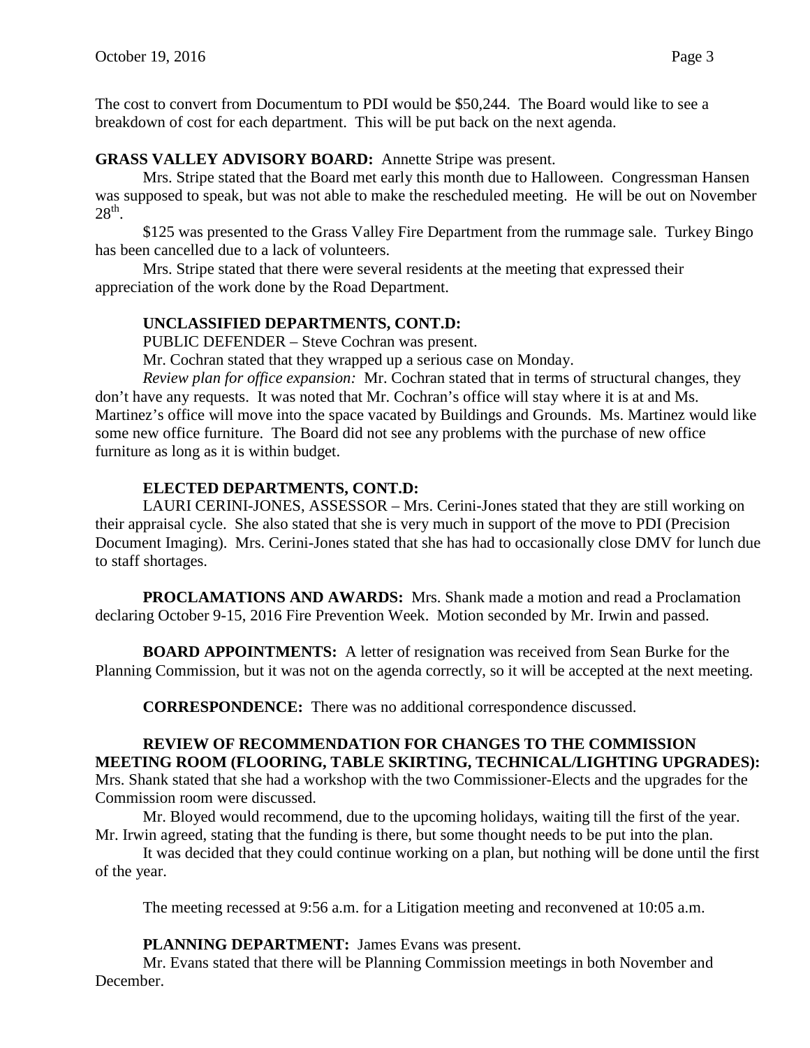The cost to convert from Documentum to PDI would be $50,244. The Board would like to see a breakdown of cost for each department. This will be put back on the next agenda.

**GRASS VALLEY ADVISORY BOARD:** Annette Stripe was present.

Mrs. Stripe stated that the Board met early this month due to Halloween. Congressman Hansen was supposed to speak, but was not able to make the rescheduled meeting. He will be out on November 28th.

$125 was presented to the Grass Valley Fire Department from the rummage sale. Turkey Bingo has been cancelled due to a lack of volunteers.

Mrs. Stripe stated that there were several residents at the meeting that expressed their appreciation of the work done by the Road Department.

**UNCLASSIFIED DEPARTMENTS, CONT.D:**

PUBLIC DEFENDER – Steve Cochran was present.

Mr. Cochran stated that they wrapped up a serious case on Monday.

*Review plan for office expansion:* Mr. Cochran stated that in terms of structural changes, they don't have any requests. It was noted that Mr. Cochran's office will stay where it is at and Ms. Martinez's office will move into the space vacated by Buildings and Grounds. Ms. Martinez would like some new office furniture. The Board did not see any problems with the purchase of new office furniture as long as it is within budget.

**ELECTED DEPARTMENTS, CONT.D:**

LAURI CERINI-JONES, ASSESSOR – Mrs. Cerini-Jones stated that they are still working on their appraisal cycle. She also stated that she is very much in support of the move to PDI (Precision Document Imaging). Mrs. Cerini-Jones stated that she has had to occasionally close DMV for lunch due to staff shortages.

**PROCLAMATIONS AND AWARDS:** Mrs. Shank made a motion and read a Proclamation declaring October 9-15, 2016 Fire Prevention Week. Motion seconded by Mr. Irwin and passed.

**BOARD APPOINTMENTS:** A letter of resignation was received from Sean Burke for the Planning Commission, but it was not on the agenda correctly, so it will be accepted at the next meeting.

**CORRESPONDENCE:** There was no additional correspondence discussed.

**REVIEW OF RECOMMENDATION FOR CHANGES TO THE COMMISSION MEETING ROOM (FLOORING, TABLE SKIRTING, TECHNICAL/LIGHTING UPGRADES):** Mrs. Shank stated that she had a workshop with the two Commissioner-Elects and the upgrades for the Commission room were discussed.

Mr. Bloyed would recommend, due to the upcoming holidays, waiting till the first of the year. Mr. Irwin agreed, stating that the funding is there, but some thought needs to be put into the plan.

It was decided that they could continue working on a plan, but nothing will be done until the first of the year.

The meeting recessed at 9:56 a.m. for a Litigation meeting and reconvened at 10:05 a.m.

**PLANNING DEPARTMENT:** James Evans was present.

Mr. Evans stated that there will be Planning Commission meetings in both November and December.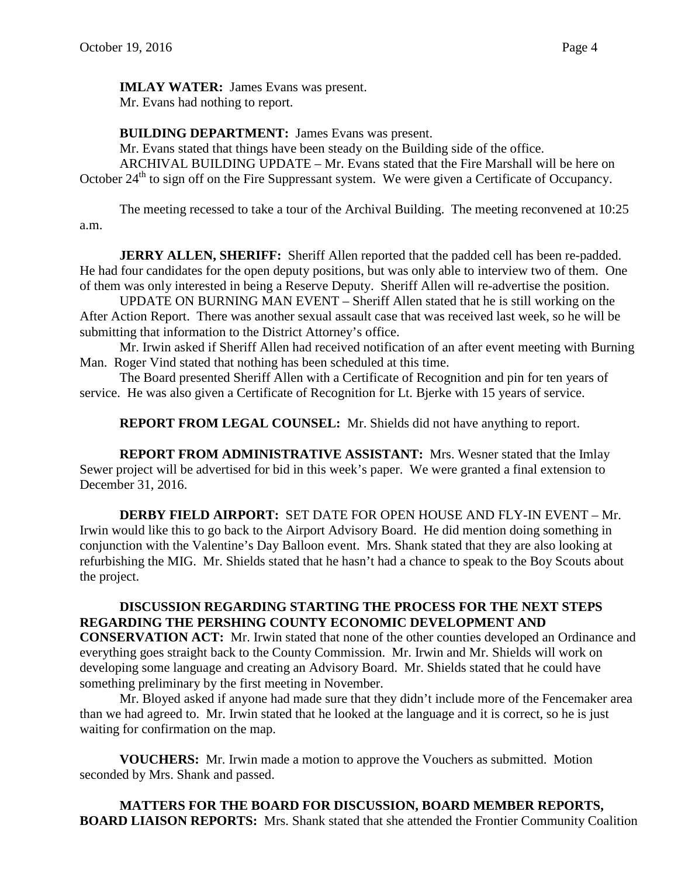**IMLAY WATER:** James Evans was present.
Mr. Evans had nothing to report.

**BUILDING DEPARTMENT:** James Evans was present.

Mr. Evans stated that things have been steady on the Building side of the office.

ARCHIVAL BUILDING UPDATE – Mr. Evans stated that the Fire Marshall will be here on October 24th to sign off on the Fire Suppressant system. We were given a Certificate of Occupancy.

The meeting recessed to take a tour of the Archival Building. The meeting reconvened at 10:25 a.m.

**JERRY ALLEN, SHERIFF:** Sheriff Allen reported that the padded cell has been re-padded. He had four candidates for the open deputy positions, but was only able to interview two of them. One of them was only interested in being a Reserve Deputy. Sheriff Allen will re-advertise the position.

UPDATE ON BURNING MAN EVENT – Sheriff Allen stated that he is still working on the After Action Report. There was another sexual assault case that was received last week, so he will be submitting that information to the District Attorney's office.

Mr. Irwin asked if Sheriff Allen had received notification of an after event meeting with Burning Man. Roger Vind stated that nothing has been scheduled at this time.

The Board presented Sheriff Allen with a Certificate of Recognition and pin for ten years of service. He was also given a Certificate of Recognition for Lt. Bjerke with 15 years of service.

**REPORT FROM LEGAL COUNSEL:** Mr. Shields did not have anything to report.

**REPORT FROM ADMINISTRATIVE ASSISTANT:** Mrs. Wesner stated that the Imlay Sewer project will be advertised for bid in this week's paper. We were granted a final extension to December 31, 2016.

**DERBY FIELD AIRPORT:** SET DATE FOR OPEN HOUSE AND FLY-IN EVENT – Mr. Irwin would like this to go back to the Airport Advisory Board. He did mention doing something in conjunction with the Valentine's Day Balloon event. Mrs. Shank stated that they are also looking at refurbishing the MIG. Mr. Shields stated that he hasn't had a chance to speak to the Boy Scouts about the project.

**DISCUSSION REGARDING STARTING THE PROCESS FOR THE NEXT STEPS REGARDING THE PERSHING COUNTY ECONOMIC DEVELOPMENT AND CONSERVATION ACT:** Mr. Irwin stated that none of the other counties developed an Ordinance and everything goes straight back to the County Commission. Mr. Irwin and Mr. Shields will work on developing some language and creating an Advisory Board. Mr. Shields stated that he could have something preliminary by the first meeting in November.

Mr. Bloyed asked if anyone had made sure that they didn't include more of the Fencemaker area than we had agreed to. Mr. Irwin stated that he looked at the language and it is correct, so he is just waiting for confirmation on the map.

**VOUCHERS:** Mr. Irwin made a motion to approve the Vouchers as submitted. Motion seconded by Mrs. Shank and passed.

**MATTERS FOR THE BOARD FOR DISCUSSION, BOARD MEMBER REPORTS, BOARD LIAISON REPORTS:** Mrs. Shank stated that she attended the Frontier Community Coalition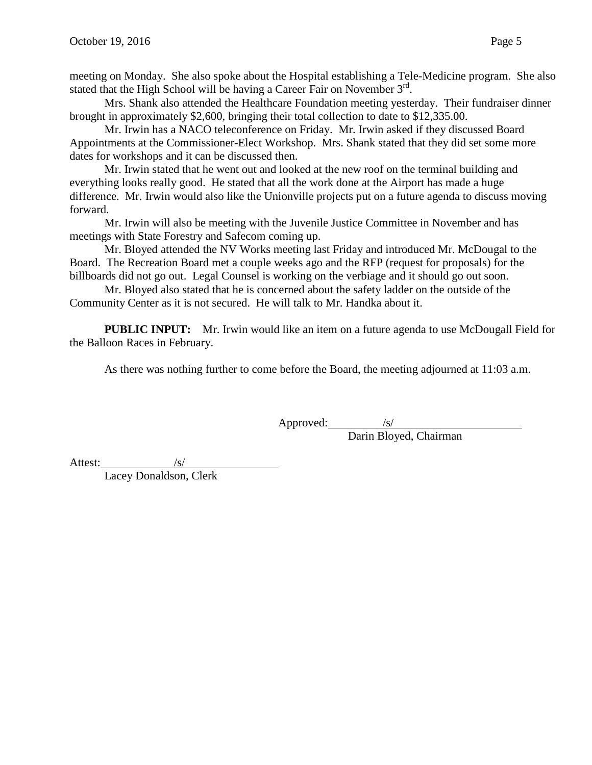meeting on Monday. She also spoke about the Hospital establishing a Tele-Medicine program. She also stated that the High School will be having a Career Fair on November 3rd.

Mrs. Shank also attended the Healthcare Foundation meeting yesterday. Their fundraiser dinner brought in approximately $2,600, bringing their total collection to date to $12,335.00.

Mr. Irwin has a NACO teleconference on Friday. Mr. Irwin asked if they discussed Board Appointments at the Commissioner-Elect Workshop. Mrs. Shank stated that they did set some more dates for workshops and it can be discussed then.

Mr. Irwin stated that he went out and looked at the new roof on the terminal building and everything looks really good. He stated that all the work done at the Airport has made a huge difference. Mr. Irwin would also like the Unionville projects put on a future agenda to discuss moving forward.

Mr. Irwin will also be meeting with the Juvenile Justice Committee in November and has meetings with State Forestry and Safecom coming up.

Mr. Bloyed attended the NV Works meeting last Friday and introduced Mr. McDougal to the Board. The Recreation Board met a couple weeks ago and the RFP (request for proposals) for the billboards did not go out. Legal Counsel is working on the verbiage and it should go out soon.

Mr. Bloyed also stated that he is concerned about the safety ladder on the outside of the Community Center as it is not secured. He will talk to Mr. Handka about it.

**PUBLIC INPUT:** Mr. Irwin would like an item on a future agenda to use McDougall Field for the Balloon Races in February.

As there was nothing further to come before the Board, the meeting adjourned at 11:03 a.m.

Approved: /s/
Darin Bloyed, Chairman

Attest: /s/
Lacey Donaldson, Clerk